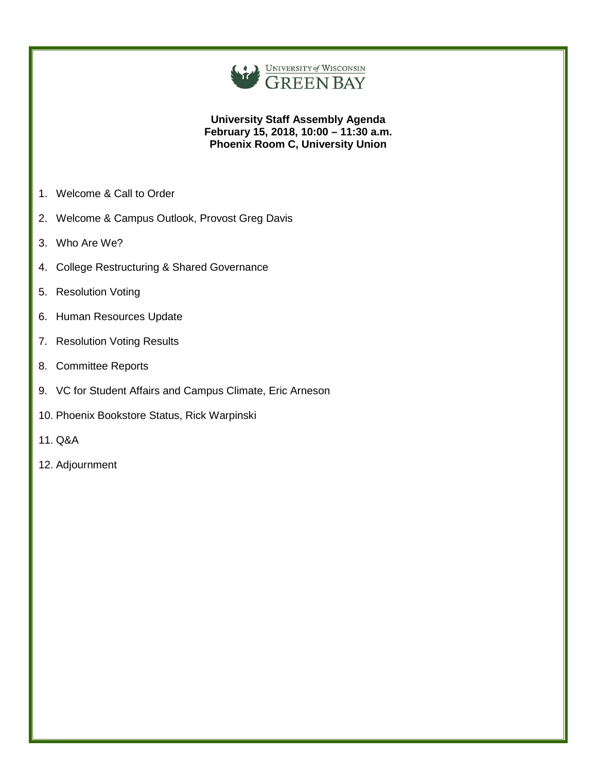UNIVERSITY of WISCONSIN GREEN BAY

**University Staff Assembly Agenda**
**February 15, 2018, 10:00 – 11:30 a.m.**
**Phoenix Room C, University Union**

1. Welcome & Call to Order
2. Welcome & Campus Outlook, Provost Greg Davis
3. Who Are We?
4. College Restructuring & Shared Governance
5. Resolution Voting
6. Human Resources Update
7. Resolution Voting Results
8. Committee Reports
9. VC for Student Affairs and Campus Climate, Eric Arneson
10. Phoenix Bookstore Status, Rick Warpinski
11. Q&A
12. Adjournment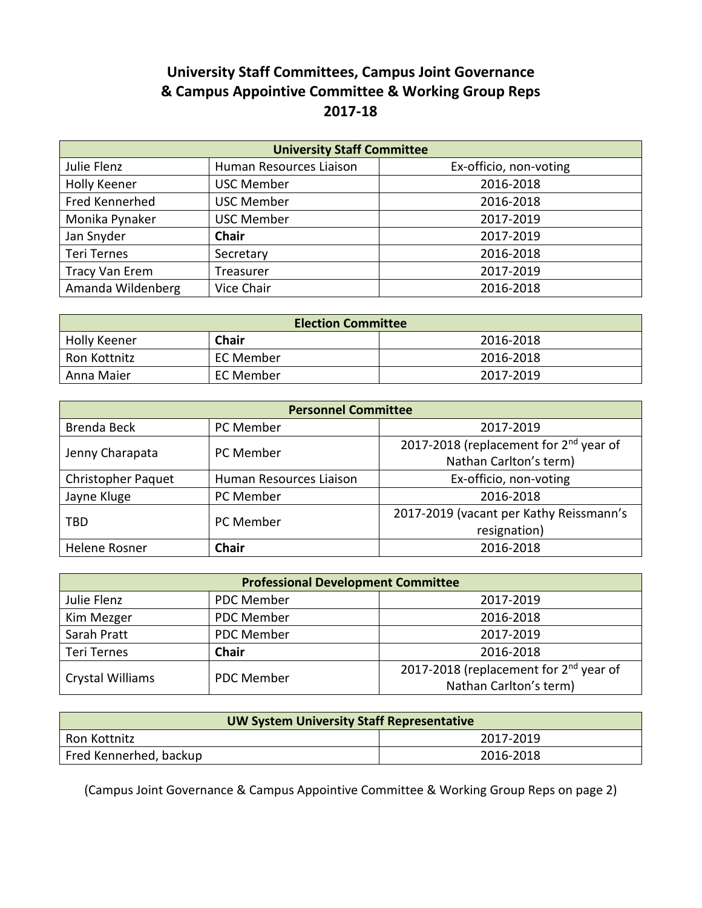# University Staff Committees, Campus Joint Governance & Campus Appointive Committee & Working Group Reps 2017-18

| University Staff Committee | | |
|---|---|---|
| Julie Flenz | Human Resources Liaison | Ex-officio, non-voting |
| Holly Keener | USC Member | 2016-2018 |
| Fred Kennerhed | USC Member | 2016-2018 |
| Monika Pynaker | USC Member | 2017-2019 |
| Jan Snyder | **Chair** | 2017-2019 |
| Teri Ternes | Secretary | 2016-2018 |
| Tracy Van Erem | Treasurer | 2017-2019 |
| Amanda Wildenberg | Vice Chair | 2016-2018 |

| Election Committee | | |
|---|---|---|
| Holly Keener | **Chair** | 2016-2018 |
| Ron Kottnitz | EC Member | 2016-2018 |
| Anna Maier | EC Member | 2017-2019 |

| Personnel Committee | | |
|---|---|---|
| Brenda Beck | PC Member | 2017-2019 |
| Jenny Charapata | PC Member | 2017-2018 (replacement for 2nd year of Nathan Carlton's term) |
| Christopher Paquet | Human Resources Liaison | Ex-officio, non-voting |
| Jayne Kluge | PC Member | 2016-2018 |
| TBD | PC Member | 2017-2019 (vacant per Kathy Reissmann's resignation) |
| Helene Rosner | **Chair** | 2016-2018 |

| Professional Development Committee | | |
|---|---|---|
| Julie Flenz | PDC Member | 2017-2019 |
| Kim Mezger | PDC Member | 2016-2018 |
| Sarah Pratt | PDC Member | 2017-2019 |
| Teri Ternes | **Chair** | 2016-2018 |
| Crystal Williams | PDC Member | 2017-2018 (replacement for 2nd year of Nathan Carlton's term) |

| UW System University Staff Representative | |
|---|---|
| Ron Kottnitz | 2017-2019 |
| Fred Kennerhed, backup | 2016-2018 |

(Campus Joint Governance & Campus Appointive Committee & Working Group Reps on page 2)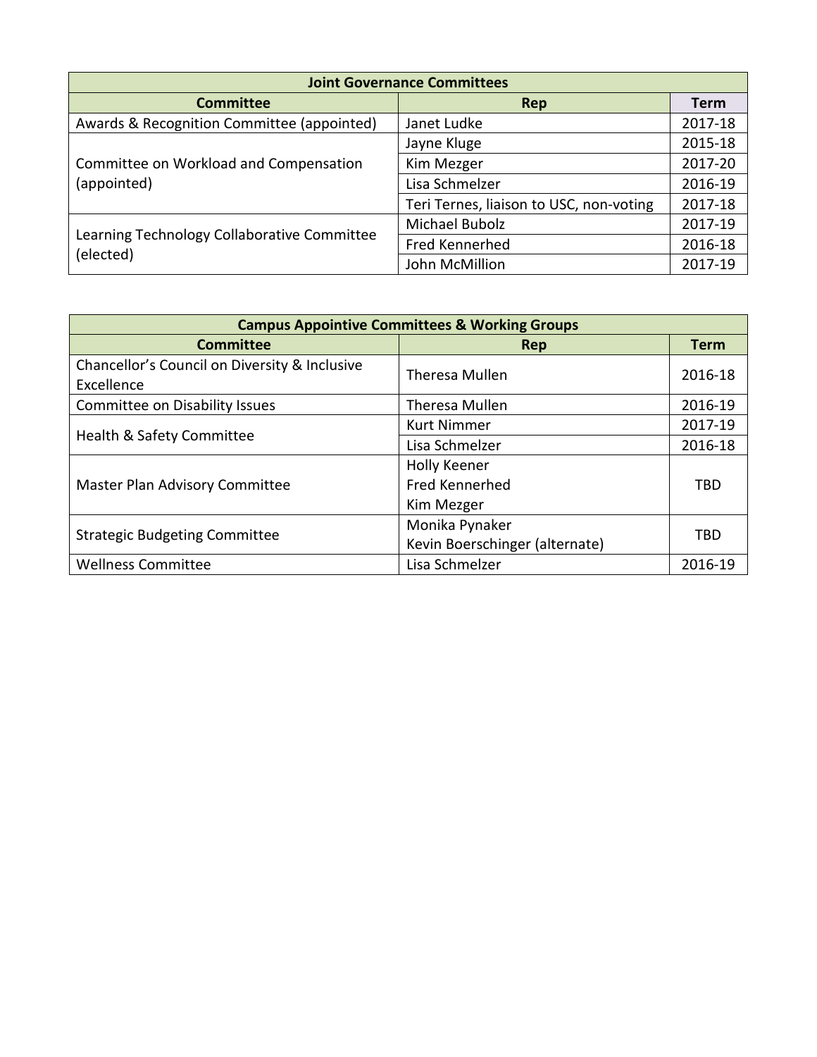| Joint Governance Committees | | |
|---|---|---|
| **Committee** | **Rep** | **Term** |
| Awards & Recognition Committee (appointed) | Janet Ludke | 2017-18 |
| Committee on Workload and Compensation (appointed) | Jayne Kluge | 2015-18 |
| | Kim Mezger | 2017-20 |
| | Lisa Schmelzer | 2016-19 |
| | Teri Ternes, liaison to USC, non-voting | 2017-18 |
| Learning Technology Collaborative Committee (elected) | Michael Bubolz | 2017-19 |
| | Fred Kennerhed | 2016-18 |
| | John McMillion | 2017-19 |

| Campus Appointive Committees & Working Groups | | |
|---|---|---|
| **Committee** | **Rep** | **Term** |
| Chancellor's Council on Diversity & Inclusive Excellence | Theresa Mullen | 2016-18 |
| Committee on Disability Issues | Theresa Mullen | 2016-19 |
| Health & Safety Committee | Kurt Nimmer | 2017-19 |
| | Lisa Schmelzer | 2016-18 |
| Master Plan Advisory Committee | Holly Keener<br>Fred Kennerhed<br>Kim Mezger | TBD |
| Strategic Budgeting Committee | Monika Pynaker<br>Kevin Boerschinger (alternate) | TBD |
| Wellness Committee | Lisa Schmelzer | 2016-19 |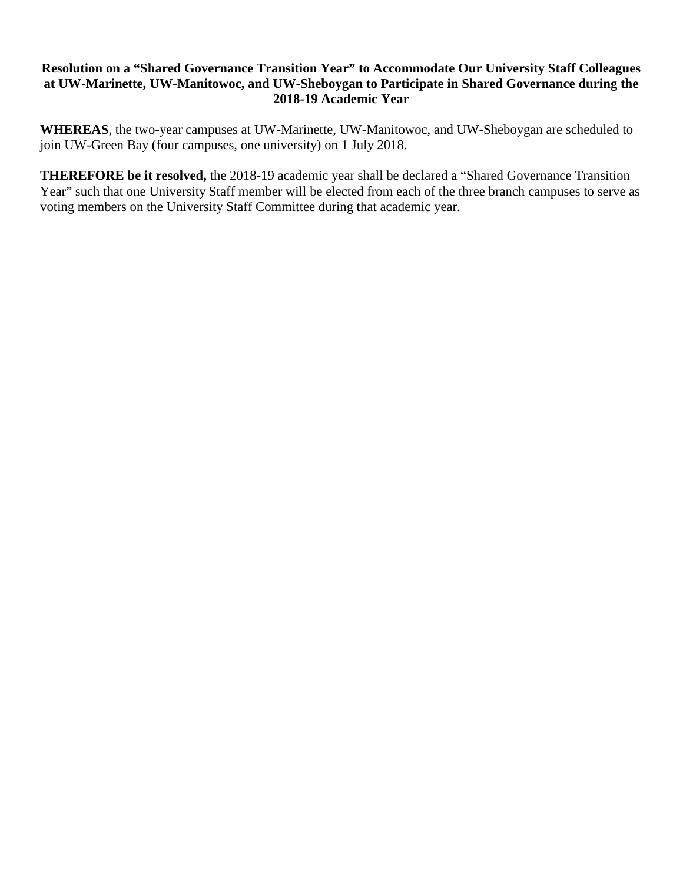**Resolution on a “Shared Governance Transition Year” to Accommodate Our University Staff Colleagues at UW-Marinette, UW-Manitowoc, and UW-Sheboygan to Participate in Shared Governance during the 2018-19 Academic Year**

**WHEREAS**, the two-year campuses at UW-Marinette, UW-Manitowoc, and UW-Sheboygan are scheduled to join UW-Green Bay (four campuses, one university) on 1 July 2018.

**THEREFORE be it resolved,** the 2018-19 academic year shall be declared a “Shared Governance Transition Year” such that one University Staff member will be elected from each of the three branch campuses to serve as voting members on the University Staff Committee during that academic year.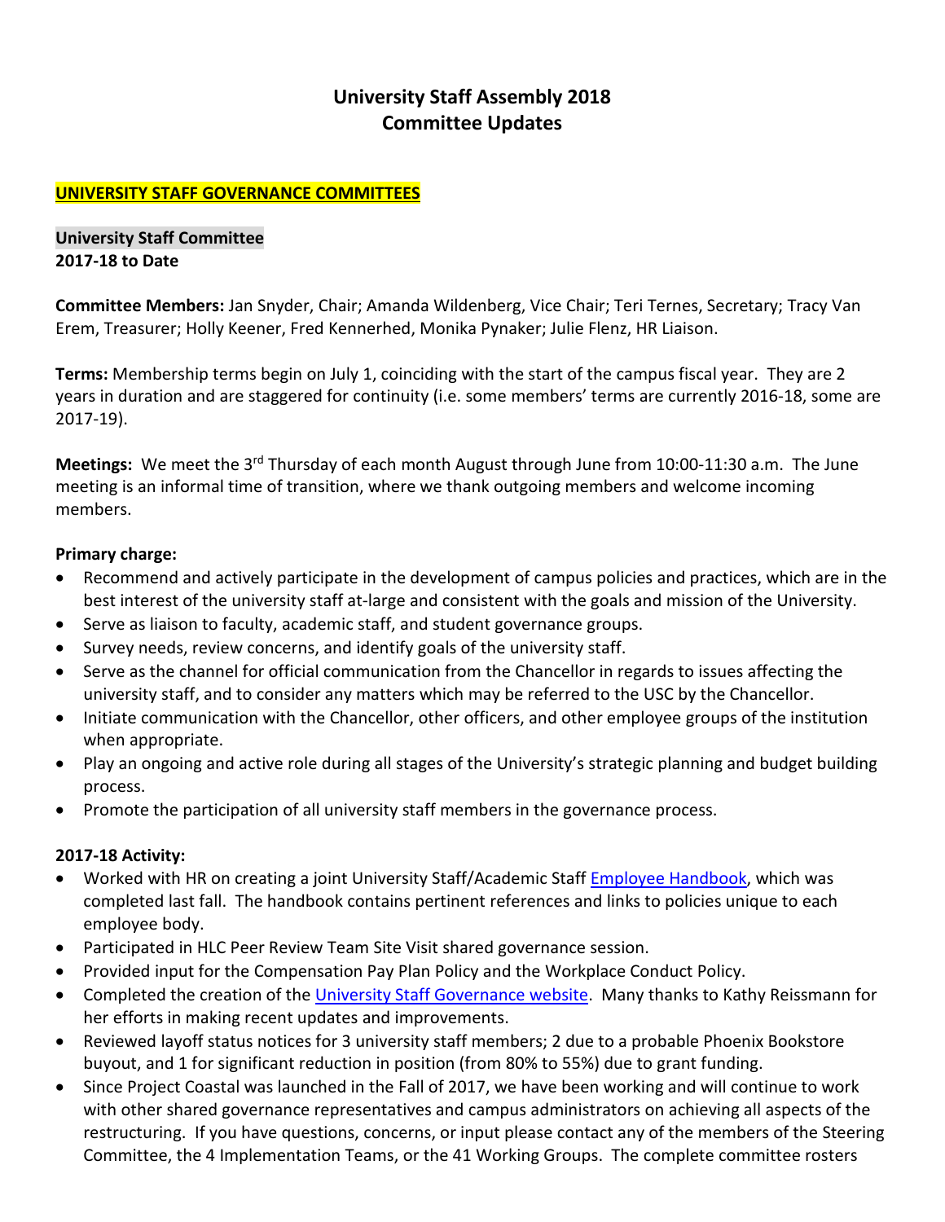# University Staff Assembly 2018
# Committee Updates

## UNIVERSITY STAFF GOVERNANCE COMMITTEES

### University Staff Committee
**2017-18 to Date**

**Committee Members:** Jan Snyder, Chair; Amanda Wildenberg, Vice Chair; Teri Ternes, Secretary; Tracy Van Erem, Treasurer; Holly Keener, Fred Kennerhed, Monika Pynaker; Julie Flenz, HR Liaison.

**Terms:** Membership terms begin on July 1, coinciding with the start of the campus fiscal year. They are 2 years in duration and are staggered for continuity (i.e. some members' terms are currently 2016-18, some are 2017-19).

**Meetings:** We meet the 3rd Thursday of each month August through June from 10:00-11:30 a.m. The June meeting is an informal time of transition, where we thank outgoing members and welcome incoming members.

**Primary charge:**

- Recommend and actively participate in the development of campus policies and practices, which are in the best interest of the university staff at-large and consistent with the goals and mission of the University.
- Serve as liaison to faculty, academic staff, and student governance groups.
- Survey needs, review concerns, and identify goals of the university staff.
- Serve as the channel for official communication from the Chancellor in regards to issues affecting the university staff, and to consider any matters which may be referred to the USC by the Chancellor.
- Initiate communication with the Chancellor, other officers, and other employee groups of the institution when appropriate.
- Play an ongoing and active role during all stages of the University's strategic planning and budget building process.
- Promote the participation of all university staff members in the governance process.

**2017-18 Activity:**

- Worked with HR on creating a joint University Staff/Academic Staff Employee Handbook, which was completed last fall. The handbook contains pertinent references and links to policies unique to each employee body.
- Participated in HLC Peer Review Team Site Visit shared governance session.
- Provided input for the Compensation Pay Plan Policy and the Workplace Conduct Policy.
- Completed the creation of the University Staff Governance website. Many thanks to Kathy Reissmann for her efforts in making recent updates and improvements.
- Reviewed layoff status notices for 3 university staff members; 2 due to a probable Phoenix Bookstore buyout, and 1 for significant reduction in position (from 80% to 55%) due to grant funding.
- Since Project Coastal was launched in the Fall of 2017, we have been working and will continue to work with other shared governance representatives and campus administrators on achieving all aspects of the restructuring. If you have questions, concerns, or input please contact any of the members of the Steering Committee, the 4 Implementation Teams, or the 41 Working Groups. The complete committee rosters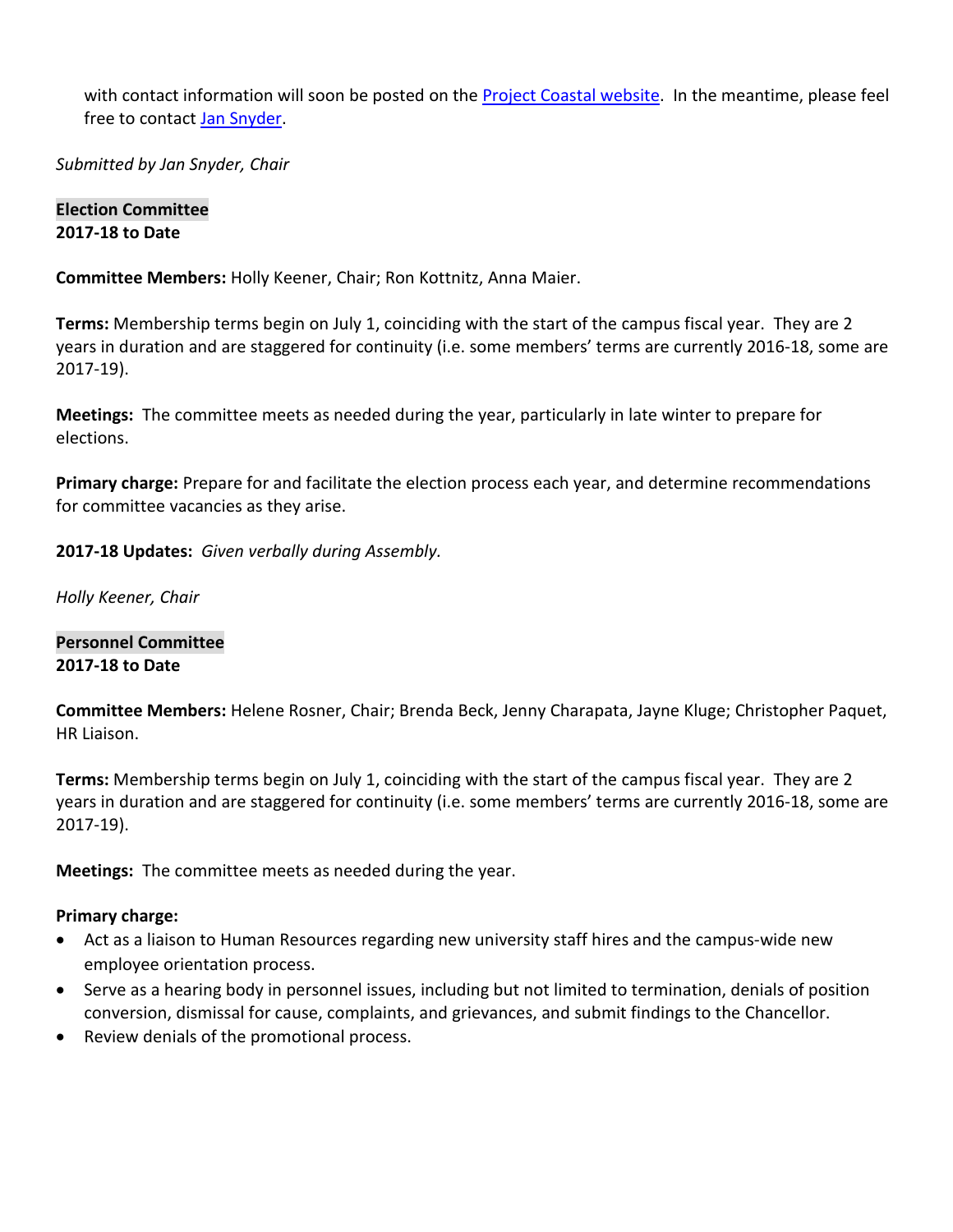with contact information will soon be posted on the [Project Coastal website](). In the meantime, please feel free to contact [Jan Snyder]().

*Submitted by Jan Snyder, Chair*

**Election Committee**
**2017-18 to Date**

**Committee Members:** Holly Keener, Chair; Ron Kottnitz, Anna Maier.

**Terms:** Membership terms begin on July 1, coinciding with the start of the campus fiscal year. They are 2 years in duration and are staggered for continuity (i.e. some members' terms are currently 2016-18, some are 2017-19).

**Meetings:** The committee meets as needed during the year, particularly in late winter to prepare for elections.

**Primary charge:** Prepare for and facilitate the election process each year, and determine recommendations for committee vacancies as they arise.

**2017-18 Updates:** *Given verbally during Assembly.*

*Holly Keener, Chair*

**Personnel Committee**
**2017-18 to Date**

**Committee Members:** Helene Rosner, Chair; Brenda Beck, Jenny Charapata, Jayne Kluge; Christopher Paquet, HR Liaison.

**Terms:** Membership terms begin on July 1, coinciding with the start of the campus fiscal year. They are 2 years in duration and are staggered for continuity (i.e. some members' terms are currently 2016-18, some are 2017-19).

**Meetings:** The committee meets as needed during the year.

**Primary charge:**

- Act as a liaison to Human Resources regarding new university staff hires and the campus-wide new employee orientation process.
- Serve as a hearing body in personnel issues, including but not limited to termination, denials of position conversion, dismissal for cause, complaints, and grievances, and submit findings to the Chancellor.
- Review denials of the promotional process.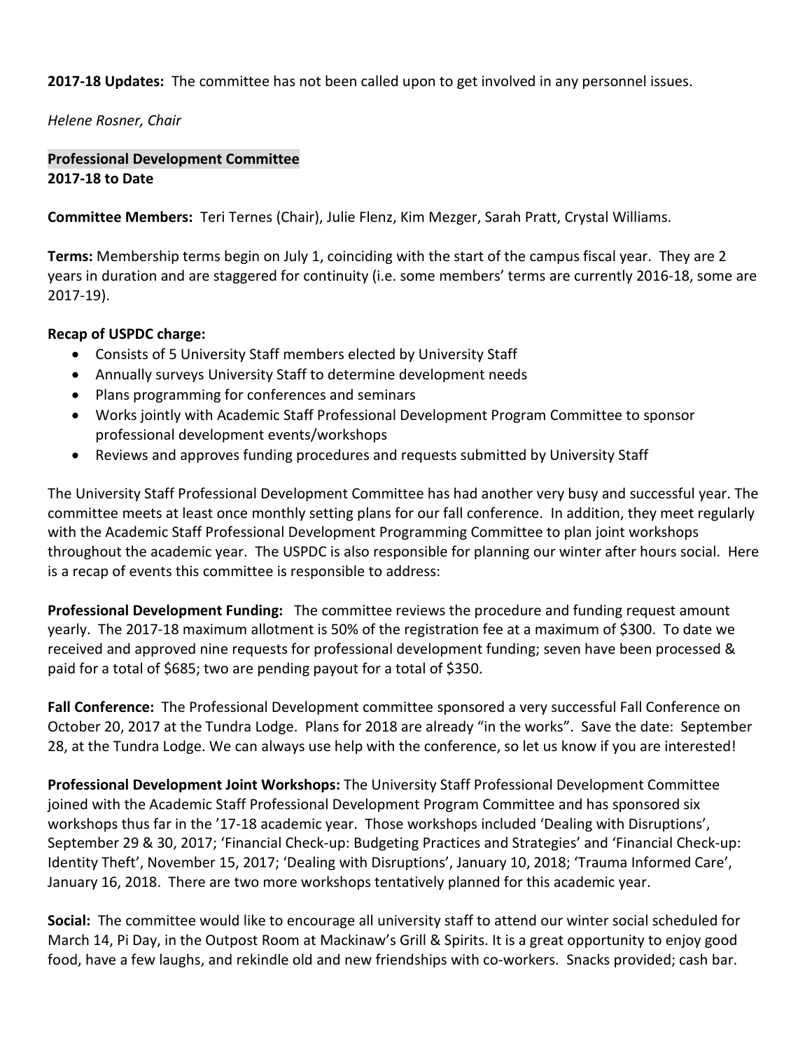**2017-18 Updates:** The committee has not been called upon to get involved in any personnel issues.

*Helene Rosner, Chair*

**Professional Development Committee**
**2017-18 to Date**

**Committee Members:** Teri Ternes (Chair), Julie Flenz, Kim Mezger, Sarah Pratt, Crystal Williams.

**Terms:** Membership terms begin on July 1, coinciding with the start of the campus fiscal year. They are 2 years in duration and are staggered for continuity (i.e. some members' terms are currently 2016-18, some are 2017-19).

**Recap of USPDC charge:**

- Consists of 5 University Staff members elected by University Staff
- Annually surveys University Staff to determine development needs
- Plans programming for conferences and seminars
- Works jointly with Academic Staff Professional Development Program Committee to sponsor professional development events/workshops
- Reviews and approves funding procedures and requests submitted by University Staff

The University Staff Professional Development Committee has had another very busy and successful year. The committee meets at least once monthly setting plans for our fall conference. In addition, they meet regularly with the Academic Staff Professional Development Programming Committee to plan joint workshops throughout the academic year. The USPDC is also responsible for planning our winter after hours social. Here is a recap of events this committee is responsible to address:

**Professional Development Funding:** The committee reviews the procedure and funding request amount yearly. The 2017-18 maximum allotment is 50% of the registration fee at a maximum of $300. To date we received and approved nine requests for professional development funding; seven have been processed & paid for a total of $685; two are pending payout for a total of $350.

**Fall Conference:** The Professional Development committee sponsored a very successful Fall Conference on October 20, 2017 at the Tundra Lodge. Plans for 2018 are already "in the works". Save the date: September 28, at the Tundra Lodge. We can always use help with the conference, so let us know if you are interested!

**Professional Development Joint Workshops:** The University Staff Professional Development Committee joined with the Academic Staff Professional Development Program Committee and has sponsored six workshops thus far in the '17-18 academic year. Those workshops included 'Dealing with Disruptions', September 29 & 30, 2017; 'Financial Check-up: Budgeting Practices and Strategies' and 'Financial Check-up: Identity Theft', November 15, 2017; 'Dealing with Disruptions', January 10, 2018; 'Trauma Informed Care', January 16, 2018. There are two more workshops tentatively planned for this academic year.

**Social:** The committee would like to encourage all university staff to attend our winter social scheduled for March 14, Pi Day, in the Outpost Room at Mackinaw's Grill & Spirits. It is a great opportunity to enjoy good food, have a few laughs, and rekindle old and new friendships with co-workers. Snacks provided; cash bar.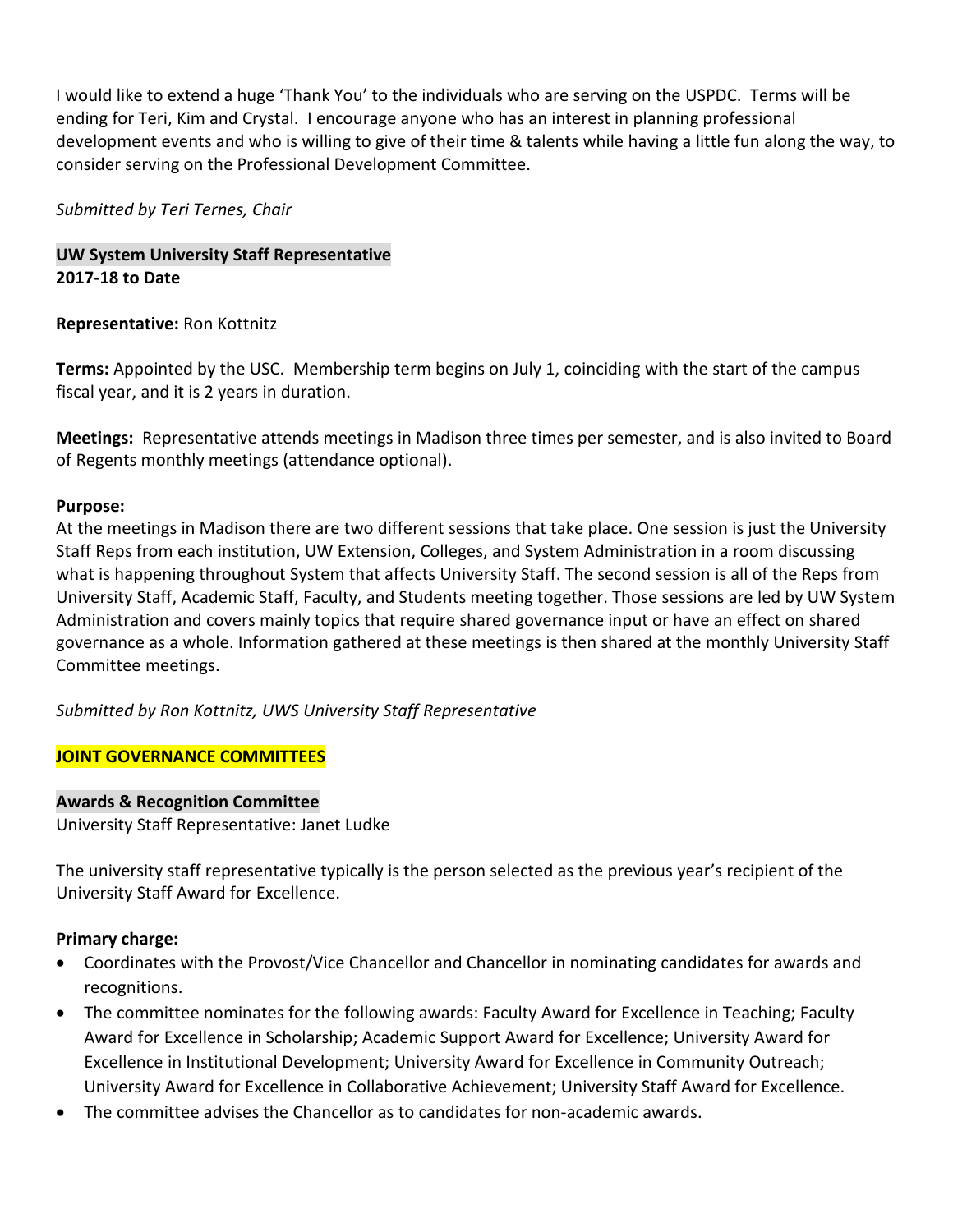I would like to extend a huge 'Thank You' to the individuals who are serving on the USPDC. Terms will be ending for Teri, Kim and Crystal. I encourage anyone who has an interest in planning professional development events and who is willing to give of their time & talents while having a little fun along the way, to consider serving on the Professional Development Committee.

*Submitted by Teri Ternes, Chair*

**UW System University Staff Representative**
**2017-18 to Date**

**Representative:** Ron Kottnitz

**Terms:** Appointed by the USC. Membership term begins on July 1, coinciding with the start of the campus fiscal year, and it is 2 years in duration.

**Meetings:** Representative attends meetings in Madison three times per semester, and is also invited to Board of Regents monthly meetings (attendance optional).

**Purpose:**
At the meetings in Madison there are two different sessions that take place. One session is just the University Staff Reps from each institution, UW Extension, Colleges, and System Administration in a room discussing what is happening throughout System that affects University Staff. The second session is all of the Reps from University Staff, Academic Staff, Faculty, and Students meeting together. Those sessions are led by UW System Administration and covers mainly topics that require shared governance input or have an effect on shared governance as a whole. Information gathered at these meetings is then shared at the monthly University Staff Committee meetings.

*Submitted by Ron Kottnitz, UWS University Staff Representative*

## JOINT GOVERNANCE COMMITTEES

**Awards & Recognition Committee**
University Staff Representative: Janet Ludke

The university staff representative typically is the person selected as the previous year's recipient of the University Staff Award for Excellence.

**Primary charge:**

- Coordinates with the Provost/Vice Chancellor and Chancellor in nominating candidates for awards and recognitions.
- The committee nominates for the following awards: Faculty Award for Excellence in Teaching; Faculty Award for Excellence in Scholarship; Academic Support Award for Excellence; University Award for Excellence in Institutional Development; University Award for Excellence in Community Outreach; University Award for Excellence in Collaborative Achievement; University Staff Award for Excellence.
- The committee advises the Chancellor as to candidates for non-academic awards.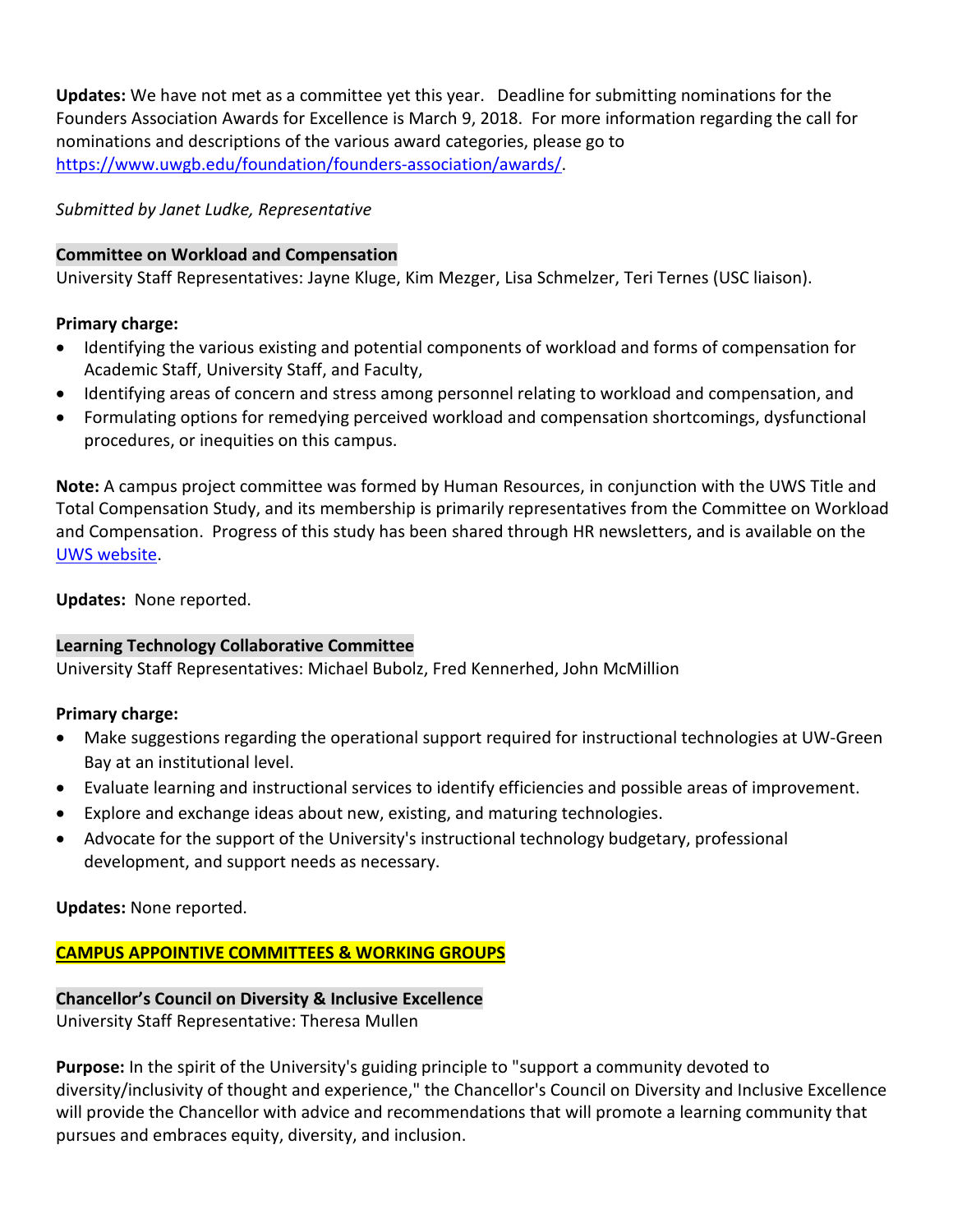**Updates:** We have not met as a committee yet this year. Deadline for submitting nominations for the Founders Association Awards for Excellence is March 9, 2018. For more information regarding the call for nominations and descriptions of the various award categories, please go to [https://www.uwgb.edu/foundation/founders-association/awards/](https://www.uwgb.edu/foundation/founders-association/awards/).

*Submitted by Janet Ludke, Representative*

### Committee on Workload and Compensation

University Staff Representatives: Jayne Kluge, Kim Mezger, Lisa Schmelzer, Teri Ternes (USC liaison).

**Primary charge:**

- Identifying the various existing and potential components of workload and forms of compensation for Academic Staff, University Staff, and Faculty,
- Identifying areas of concern and stress among personnel relating to workload and compensation, and
- Formulating options for remedying perceived workload and compensation shortcomings, dysfunctional procedures, or inequities on this campus.

**Note:** A campus project committee was formed by Human Resources, in conjunction with the UWS Title and Total Compensation Study, and its membership is primarily representatives from the Committee on Workload and Compensation. Progress of this study has been shared through HR newsletters, and is available on the UWS website.

**Updates:** None reported.

### Learning Technology Collaborative Committee

University Staff Representatives: Michael Bubolz, Fred Kennerhed, John McMillion

**Primary charge:**

- Make suggestions regarding the operational support required for instructional technologies at UW-Green Bay at an institutional level.
- Evaluate learning and instructional services to identify efficiencies and possible areas of improvement.
- Explore and exchange ideas about new, existing, and maturing technologies.
- Advocate for the support of the University's instructional technology budgetary, professional development, and support needs as necessary.

**Updates:** None reported.

## CAMPUS APPOINTIVE COMMITTEES & WORKING GROUPS

### Chancellor's Council on Diversity & Inclusive Excellence

University Staff Representative: Theresa Mullen

**Purpose:** In the spirit of the University's guiding principle to "support a community devoted to diversity/inclusivity of thought and experience," the Chancellor's Council on Diversity and Inclusive Excellence will provide the Chancellor with advice and recommendations that will promote a learning community that pursues and embraces equity, diversity, and inclusion.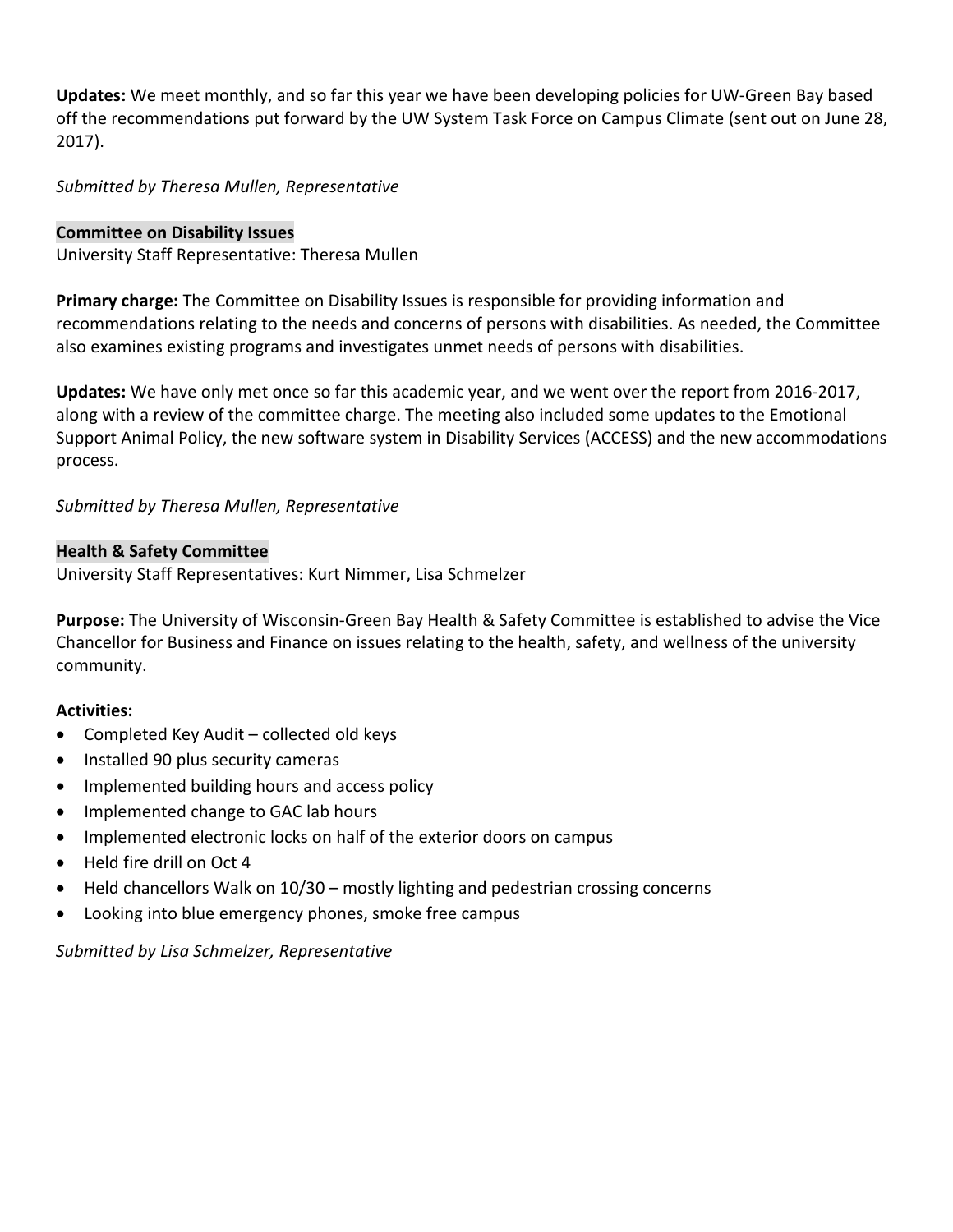**Updates:** We meet monthly, and so far this year we have been developing policies for UW-Green Bay based off the recommendations put forward by the UW System Task Force on Campus Climate (sent out on June 28, 2017).

*Submitted by Theresa Mullen, Representative*

**Committee on Disability Issues**

University Staff Representative: Theresa Mullen

**Primary charge:** The Committee on Disability Issues is responsible for providing information and recommendations relating to the needs and concerns of persons with disabilities. As needed, the Committee also examines existing programs and investigates unmet needs of persons with disabilities.

**Updates:** We have only met once so far this academic year, and we went over the report from 2016-2017, along with a review of the committee charge. The meeting also included some updates to the Emotional Support Animal Policy, the new software system in Disability Services (ACCESS) and the new accommodations process.

*Submitted by Theresa Mullen, Representative*

**Health & Safety Committee**

University Staff Representatives: Kurt Nimmer, Lisa Schmelzer

**Purpose:** The University of Wisconsin-Green Bay Health & Safety Committee is established to advise the Vice Chancellor for Business and Finance on issues relating to the health, safety, and wellness of the university community.

**Activities:**

- Completed Key Audit – collected old keys
- Installed 90 plus security cameras
- Implemented building hours and access policy
- Implemented change to GAC lab hours
- Implemented electronic locks on half of the exterior doors on campus
- Held fire drill on Oct 4
- Held chancellors Walk on 10/30 – mostly lighting and pedestrian crossing concerns
- Looking into blue emergency phones, smoke free campus

*Submitted by Lisa Schmelzer, Representative*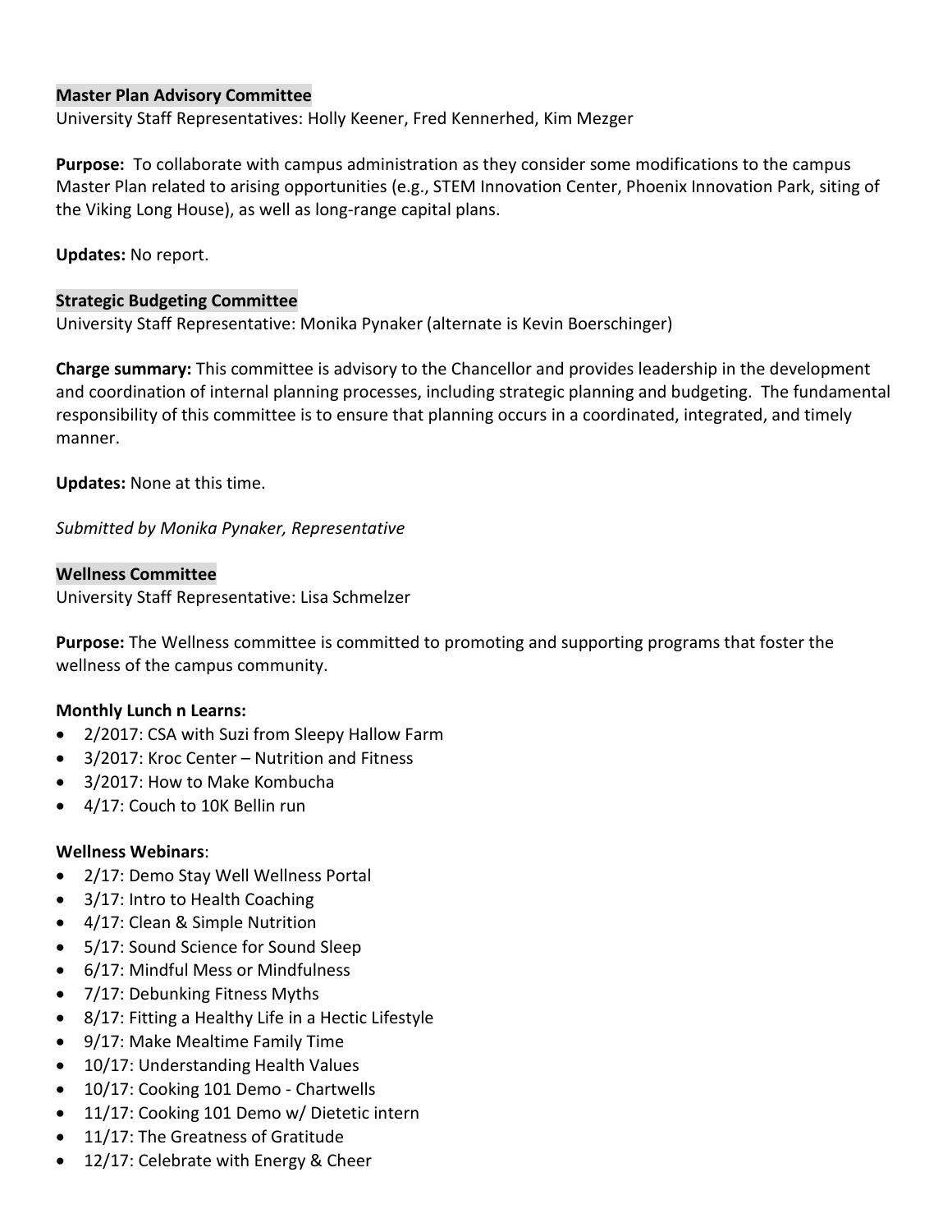### Master Plan Advisory Committee

University Staff Representatives: Holly Keener, Fred Kennerhed, Kim Mezger

**Purpose:** To collaborate with campus administration as they consider some modifications to the campus Master Plan related to arising opportunities (e.g., STEM Innovation Center, Phoenix Innovation Park, siting of the Viking Long House), as well as long-range capital plans.

**Updates:** No report.

### Strategic Budgeting Committee

University Staff Representative: Monika Pynaker (alternate is Kevin Boerschinger)

**Charge summary:** This committee is advisory to the Chancellor and provides leadership in the development and coordination of internal planning processes, including strategic planning and budgeting. The fundamental responsibility of this committee is to ensure that planning occurs in a coordinated, integrated, and timely manner.

**Updates:** None at this time.

*Submitted by Monika Pynaker, Representative*

### Wellness Committee

University Staff Representative: Lisa Schmelzer

**Purpose:** The Wellness committee is committed to promoting and supporting programs that foster the wellness of the campus community.

**Monthly Lunch n Learns:**

- 2/2017: CSA with Suzi from Sleepy Hallow Farm
- 3/2017: Kroc Center – Nutrition and Fitness
- 3/2017: How to Make Kombucha
- 4/17: Couch to 10K Bellin run

**Wellness Webinars**:

- 2/17: Demo Stay Well Wellness Portal
- 3/17: Intro to Health Coaching
- 4/17: Clean & Simple Nutrition
- 5/17: Sound Science for Sound Sleep
- 6/17: Mindful Mess or Mindfulness
- 7/17: Debunking Fitness Myths
- 8/17: Fitting a Healthy Life in a Hectic Lifestyle
- 9/17: Make Mealtime Family Time
- 10/17: Understanding Health Values
- 10/17: Cooking 101 Demo - Chartwells
- 11/17: Cooking 101 Demo w/ Dietetic intern
- 11/17: The Greatness of Gratitude
- 12/17: Celebrate with Energy & Cheer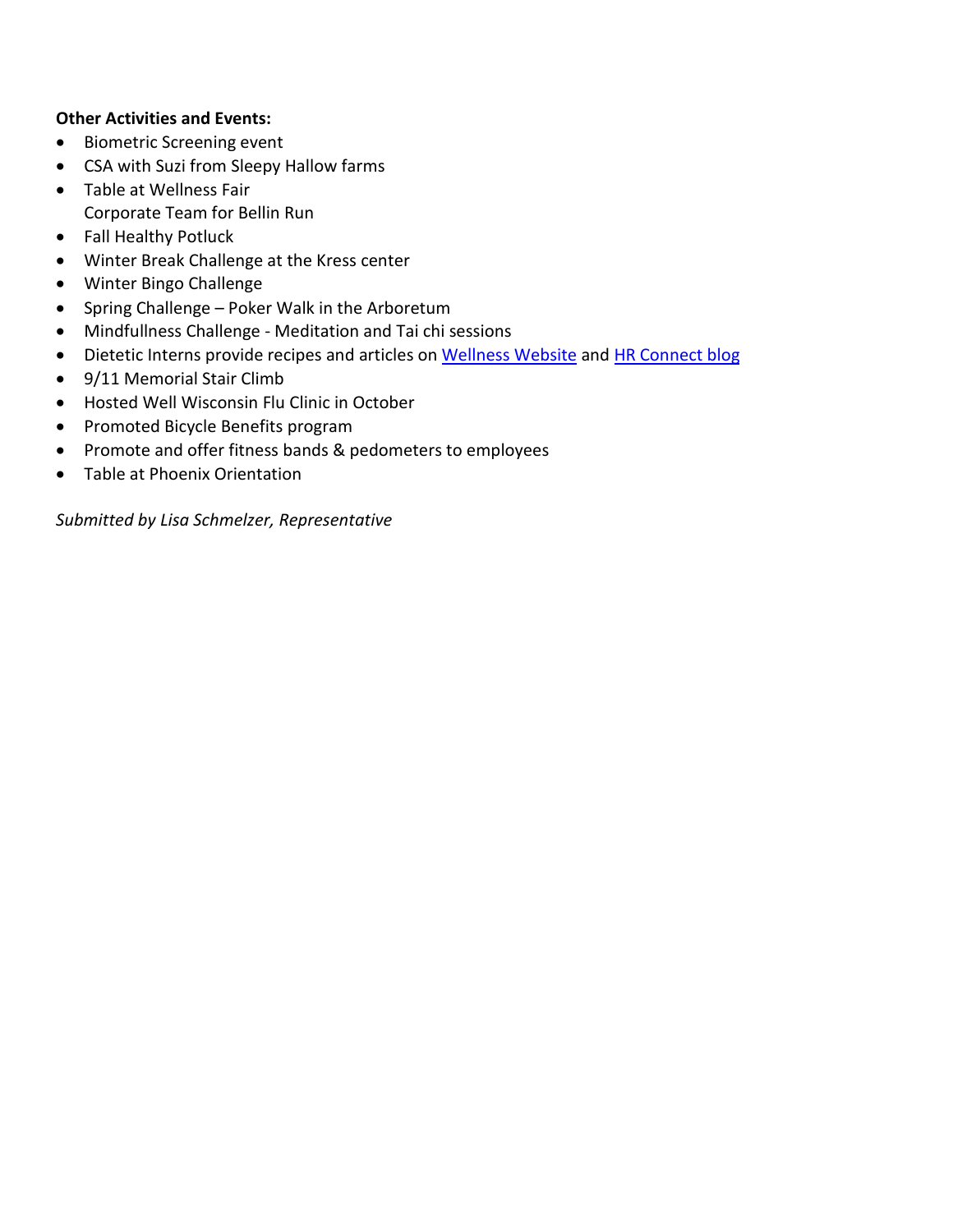**Other Activities and Events:**

- Biometric Screening event
- CSA with Suzi from Sleepy Hallow farms
- Table at Wellness Fair
  Corporate Team for Bellin Run
- Fall Healthy Potluck
- Winter Break Challenge at the Kress center
- Winter Bingo Challenge
- Spring Challenge – Poker Walk in the Arboretum
- Mindfullness Challenge - Meditation and Tai chi sessions
- Dietetic Interns provide recipes and articles on Wellness Website and HR Connect blog
- 9/11 Memorial Stair Climb
- Hosted Well Wisconsin Flu Clinic in October
- Promoted Bicycle Benefits program
- Promote and offer fitness bands & pedometers to employees
- Table at Phoenix Orientation

*Submitted by Lisa Schmelzer, Representative*